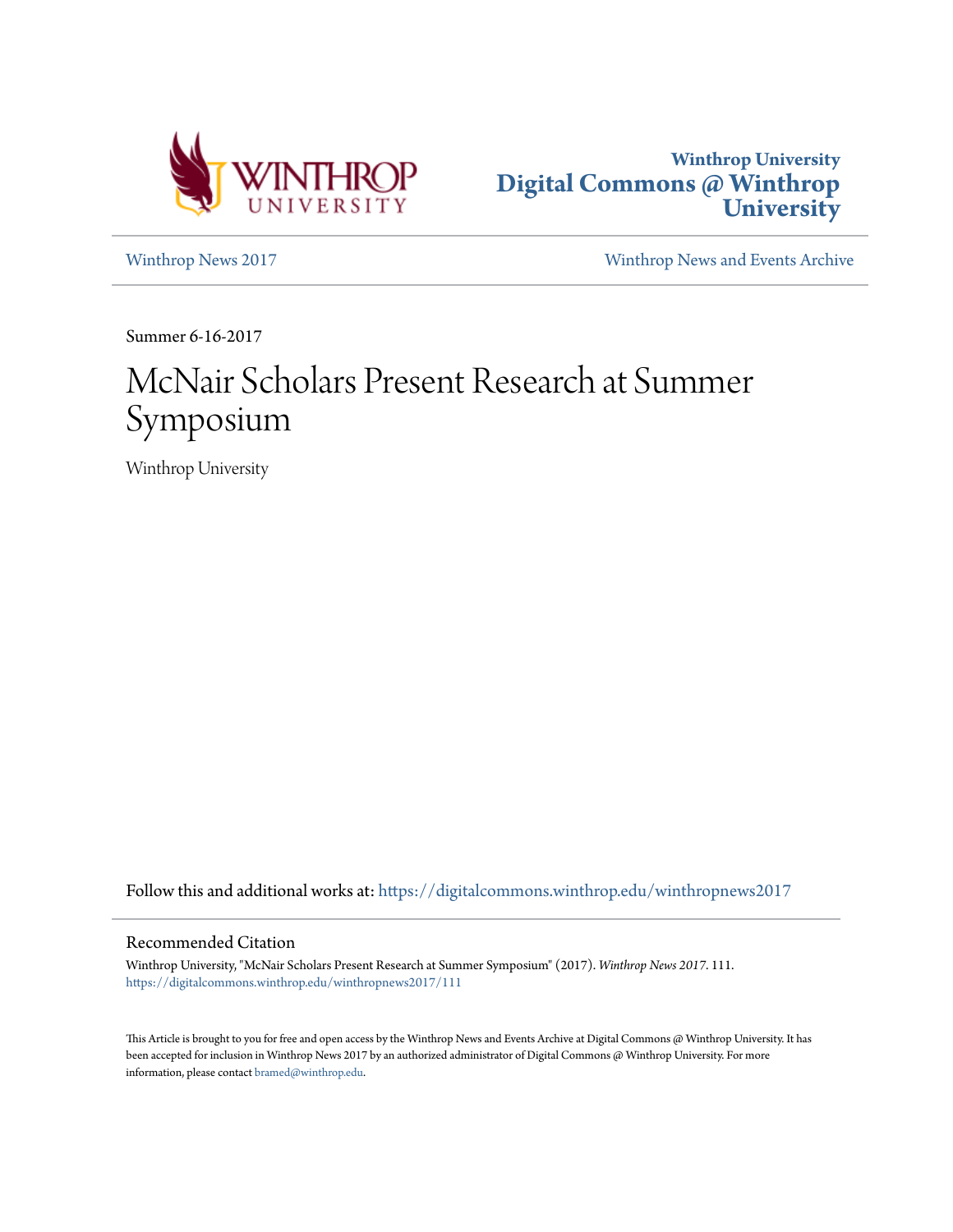Winthrop University
Digital Commons @ Winthrop University

Winthrop News 2017

Winthrop News and Events Archive

Summer 6-16-2017

# McNair Scholars Present Research at Summer Symposium

Winthrop University

Follow this and additional works at: https://digitalcommons.winthrop.edu/winthropnews2017

## Recommended Citation

Winthrop University, "McNair Scholars Present Research at Summer Symposium" (2017). *Winthrop News 2017*. 111.
https://digitalcommons.winthrop.edu/winthropnews2017/111

This Article is brought to you for free and open access by the Winthrop News and Events Archive at Digital Commons @ Winthrop University. It has been accepted for inclusion in Winthrop News 2017 by an authorized administrator of Digital Commons @ Winthrop University. For more information, please contact bramed@winthrop.edu.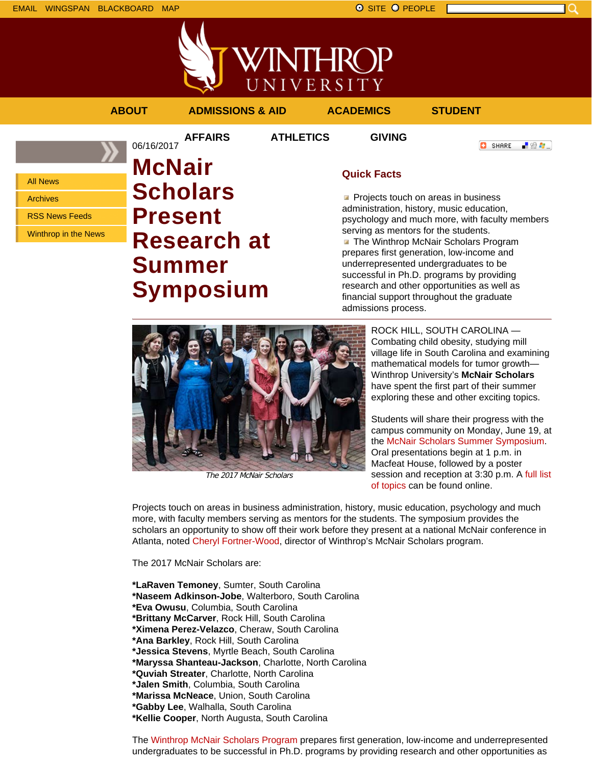EMAIL WINGSPAN BLACKBOARD MAP

SITE PEOPLE

ABOUT ADMISSIONS & AID ACADEMICS STUDENT AFFAIRS ATHLETICS GIVING

- All News
- Archives
- RSS News Feeds
- Winthrop in the News

06/16/2017

# McNair Scholars Present Research at Summer Symposium

## Quick Facts

- Projects touch on areas in business administration, history, music education, psychology and much more, with faculty members serving as mentors for the students.
- The Winthrop McNair Scholars Program prepares first generation, low-income and underrepresented undergraduates to be successful in Ph.D. programs by providing research and other opportunities as well as financial support throughout the graduate admissions process.

*The 2017 McNair Scholars*

ROCK HILL, SOUTH CAROLINA — Combating child obesity, studying mill village life in South Carolina and examining mathematical models for tumor growth— Winthrop University's **McNair Scholars** have spent the first part of their summer exploring these and other exciting topics.

Students will share their progress with the campus community on Monday, June 19, at the McNair Scholars Summer Symposium. Oral presentations begin at 1 p.m. in Macfeat House, followed by a poster session and reception at 3:30 p.m. A full list of topics can be found online.

Projects touch on areas in business administration, history, music education, psychology and much more, with faculty members serving as mentors for the students. The symposium provides the scholars an opportunity to show off their work before they present at a national McNair conference in Atlanta, noted Cheryl Fortner-Wood, director of Winthrop's McNair Scholars program.

The 2017 McNair Scholars are:

***LaRaven Temoney**, Sumter, South Carolina
***Naseem Adkinson-Jobe**, Walterboro, South Carolina
***Eva Owusu**, Columbia, South Carolina
***Brittany McCarver**, Rock Hill, South Carolina
***Ximena Perez-Velazco**, Cheraw, South Carolina
***Ana Barkley**, Rock Hill, South Carolina
***Jessica Stevens**, Myrtle Beach, South Carolina
***Maryssa Shanteau-Jackson**, Charlotte, North Carolina
***Quviah Streater**, Charlotte, North Carolina
***Jalen Smith**, Columbia, South Carolina
***Marissa McNeace**, Union, South Carolina
***Gabby Lee**, Walhalla, South Carolina
***Kellie Cooper**, North Augusta, South Carolina

The Winthrop McNair Scholars Program prepares first generation, low-income and underrepresented undergraduates to be successful in Ph.D. programs by providing research and other opportunities as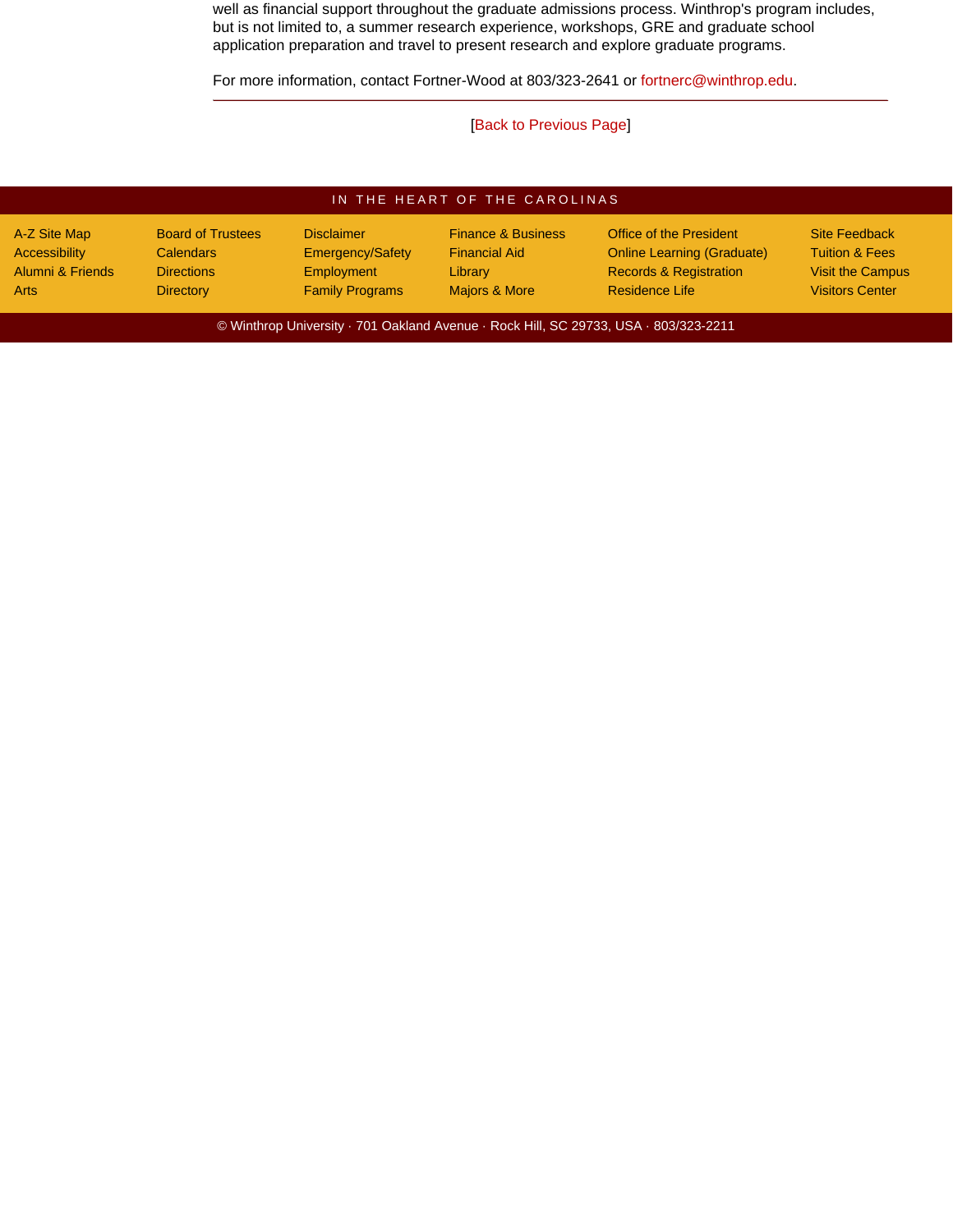well as financial support throughout the graduate admissions process. Winthrop's program includes, but is not limited to, a summer research experience, workshops, GRE and graduate school application preparation and travel to present research and explore graduate programs.

For more information, contact Fortner-Wood at 803/323-2641 or fortnerc@winthrop.edu.

---

[Back to Previous Page]

IN THE HEART OF THE CAROLINAS

| | | | | | |
|---|---|---|---|---|---|
| A-Z Site Map | Board of Trustees | Disclaimer | Finance & Business | Office of the President | Site Feedback |
| Accessibility | Calendars | Emergency/Safety | Financial Aid | Online Learning (Graduate) | Tuition & Fees |
| Alumni & Friends | Directions | Employment | Library | Records & Registration | Visit the Campus |
| Arts | Directory | Family Programs | Majors & More | Residence Life | Visitors Center |

© Winthrop University · 701 Oakland Avenue · Rock Hill, SC 29733, USA · 803/323-2211